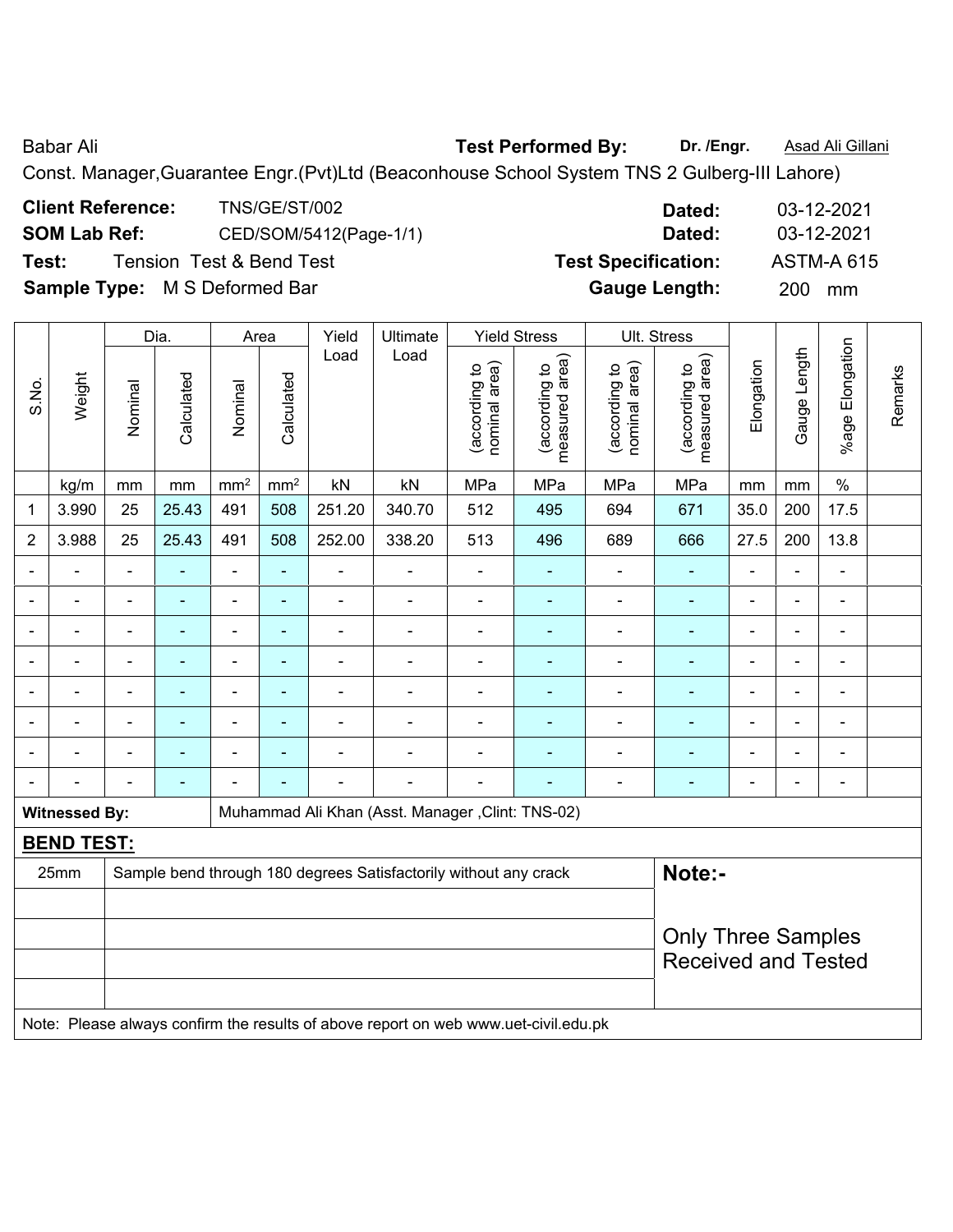Babar Ali **Test Performed By:** **Dr. /Engr.** Asad Ali Gillani

Const. Manager,Guarantee Engr.(Pvt)Ltd (Beaconhouse School System TNS 2 Gulberg-III Lahore)

**Client Reference:** TNS/GE/ST/002 **Dated:** 03-12-2021

**SOM Lab Ref:** CED/SOM/5412(Page-1/1) **Dated:** 03-12-2021

**Test:** Tension Test & Bend Test **Test Specification:** ASTM-A 615

**Sample Type:** M S Deformed Bar **Gauge Length:** 200 mm

| S.No. | Weight | Dia. | | Area | | Yield Load | Ultimate Load | Yield Stress | | Ult. Stress | | Elongation | Gauge Length | %age Elongation | Remarks |
|---|---|---|---|---|---|---|---|---|---|---|---|---|---|---|---|
| | | Nominal | Calculated | Nominal | Calculated | | | (according to nominal area) | (according to measured area) | (according to nominal area) | (according to measured area) | | | | |
| | kg/m | mm | mm | $mm^2$ | $mm^2$ | kN | kN | MPa | MPa | MPa | MPa | mm | mm | % | |
| 1 | 3.990 | 25 | 25.43 | 491 | 508 | 251.20 | 340.70 | 512 | 495 | 694 | 671 | 35.0 | 200 | 17.5 | |
| 2 | 3.988 | 25 | 25.43 | 491 | 508 | 252.00 | 338.20 | 513 | 496 | 689 | 666 | 27.5 | 200 | 13.8 | |
| - | - | - | - | - | - | - | - | - | - | - | - | - | - | - | |
| - | - | - | - | - | - | - | - | - | - | - | - | - | - | - | |
| - | - | - | - | - | - | - | - | - | - | - | - | - | - | - | |
| - | - | - | - | - | - | - | - | - | - | - | - | - | - | - | |
| - | - | - | - | - | - | - | - | - | - | - | - | - | - | - | |
| - | - | - | - | - | - | - | - | - | - | - | - | - | - | - | |
| - | - | - | - | - | - | - | - | - | - | - | - | - | - | - | |
| - | - | - | - | - | - | - | - | - | - | - | - | - | - | - | |

**Witnessed By:** Muhammad Ali Khan (Asst. Manager ,Clint: TNS-02)

**BEND TEST:**

| | | |
|---|---|---|
| 25mm | Sample bend through 180 degrees Satisfactorily without any crack | **Note:-** |
| | | Only Three Samples Received and Tested |

Note: Please always confirm the results of above report on web www.uet-civil.edu.pk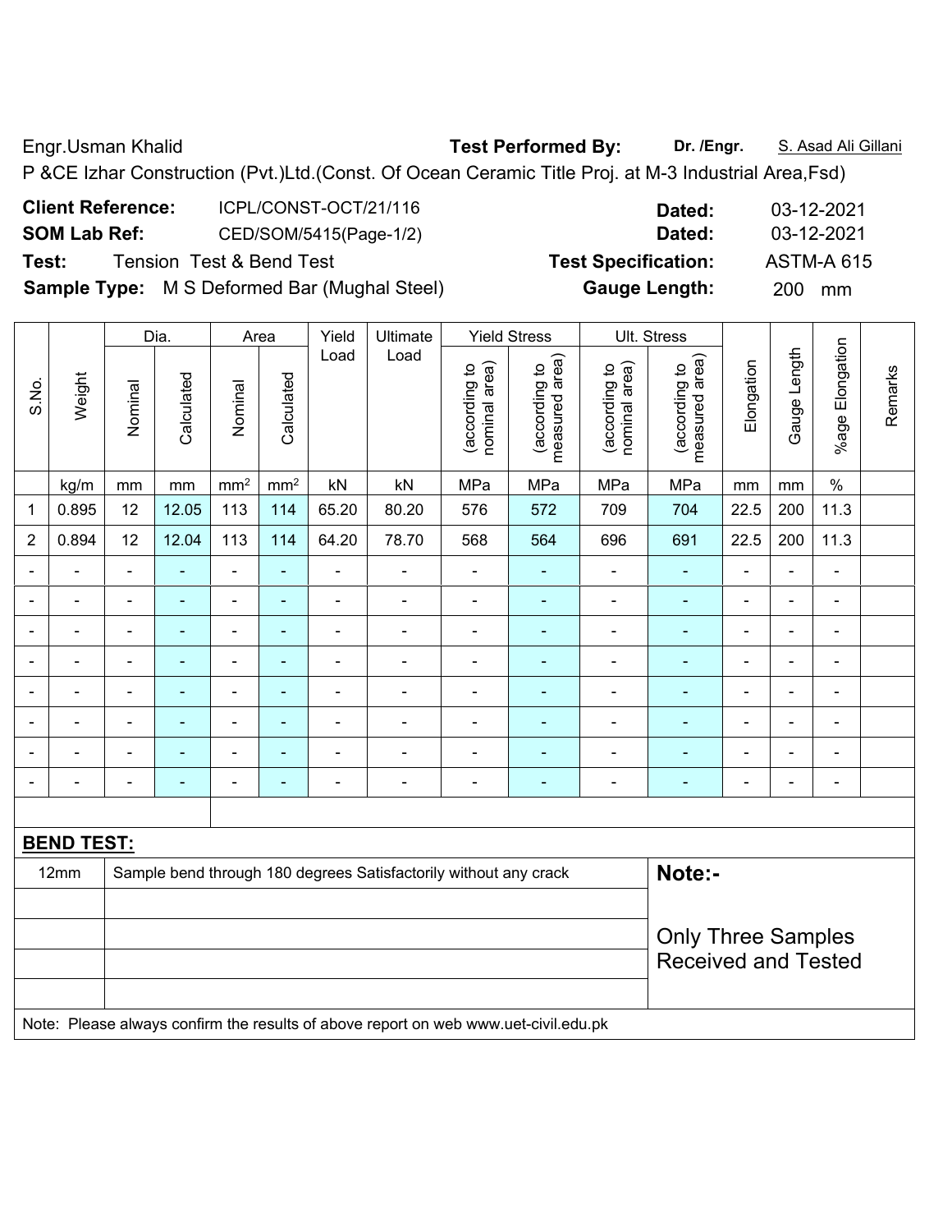Engr.Usman Khalid **Test Performed By:** **Dr. /Engr.** S. Asad Ali Gillani

P &CE Izhar Construction (Pvt.)Ltd.(Const. Of Ocean Ceramic Title Proj. at M-3 Industrial Area,Fsd)

**Client Reference:** ICPL/CONST-OCT/21/116 **Dated:** 03-12-2021

**SOM Lab Ref:** CED/SOM/5415(Page-1/2) **Dated:** 03-12-2021

**Test:** Tension Test & Bend Test **Test Specification:** ASTM-A 615

**Sample Type:** M S Deformed Bar (Mughal Steel) **Gauge Length:** 200 mm

| S.No. | Weight | Dia. | | Area | | Yield Load | Ultimate Load | Yield Stress | | Ult. Stress | | Elongation | Gauge Length | %age Elongation | Remarks |
|---|---|---|---|---|---|---|---|---|---|---|---|---|---|---|---|
| | | Nominal | Calculated | Nominal | Calculated | | | (according to nominal area) | (according to measured area) | (according to nominal area) | (according to measured area) | | | | |
| | kg/m | mm | mm | mm² | mm² | kN | kN | MPa | MPa | MPa | MPa | mm | mm | % | |
| 1 | 0.895 | 12 | 12.05 | 113 | 114 | 65.20 | 80.20 | 576 | 572 | 709 | 704 | 22.5 | 200 | 11.3 | |
| 2 | 0.894 | 12 | 12.04 | 113 | 114 | 64.20 | 78.70 | 568 | 564 | 696 | 691 | 22.5 | 200 | 11.3 | |
| - | - | - | - | - | - | - | - | - | - | - | - | - | - | - | |
| - | - | - | - | - | - | - | - | - | - | - | - | - | - | - | |
| - | - | - | - | - | - | - | - | - | - | - | - | - | - | - | |
| - | - | - | - | - | - | - | - | - | - | - | - | - | - | - | |
| - | - | - | - | - | - | - | - | - | - | - | - | - | - | - | |
| - | - | - | - | - | - | - | - | - | - | - | - | - | - | - | |
| - | - | - | - | - | - | - | - | - | - | - | - | - | - | - | |
| - | - | - | - | - | - | - | - | - | - | - | - | - | - | - | |

**BEND TEST:**

| | | |
|---|---|---|
| 12mm | Sample bend through 180 degrees Satisfactorily without any crack | **Note:-** |
| | | Only Three Samples Received and Tested |

Note: Please always confirm the results of above report on web www.uet-civil.edu.pk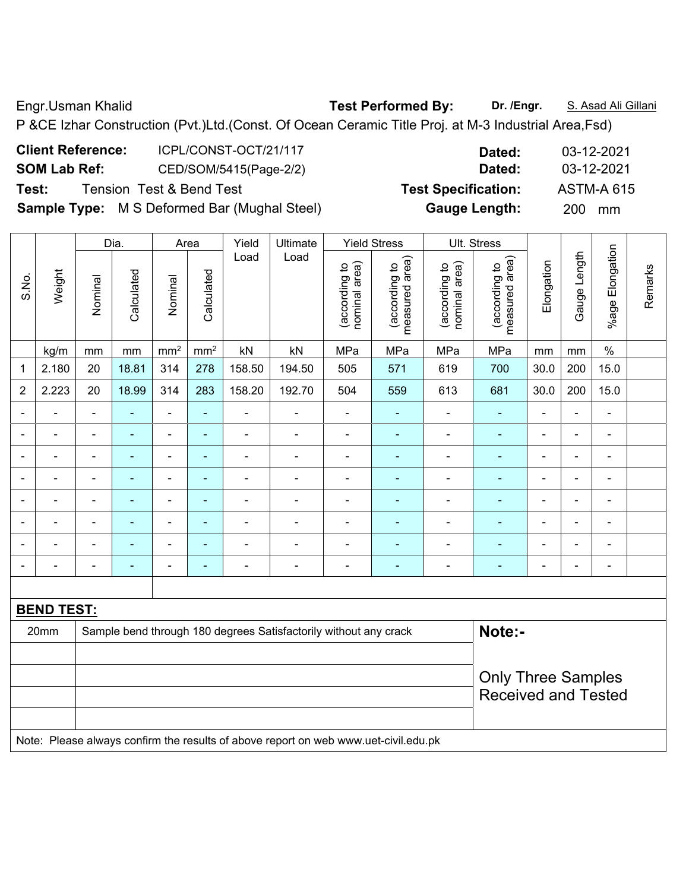Engr.Usman Khalid **Test Performed By:** **Dr. /Engr.** S. Asad Ali Gillani

P &CE Izhar Construction (Pvt.)Ltd.(Const. Of Ocean Ceramic Title Proj. at M-3 Industrial Area,Fsd)

**Client Reference:** ICPL/CONST-OCT/21/117 **Dated:** 03-12-2021

**SOM Lab Ref:** CED/SOM/5415(Page-2/2) **Dated:** 03-12-2021

**Test:** Tension Test & Bend Test **Test Specification:** ASTM-A 615

**Sample Type:** M S Deformed Bar (Mughal Steel) **Gauge Length:** 200 mm

| S.No. | Weight | Dia. | | Area | | Yield Load | Ultimate Load | Yield Stress | | Ult. Stress | | Elongation | Gauge Length | %age Elongation | Remarks |
|---|---|---|---|---|---|---|---|---|---|---|---|---|---|---|---|
| | | Nominal | Calculated | Nominal | Calculated | | | (according to nominal area) | (according to measured area) | (according to nominal area) | (according to measured area) | | | | |
| | kg/m | mm | mm | mm² | mm² | kN | kN | MPa | MPa | MPa | MPa | mm | mm | % | |
| 1 | 2.180 | 20 | 18.81 | 314 | 278 | 158.50 | 194.50 | 505 | 571 | 619 | 700 | 30.0 | 200 | 15.0 | |
| 2 | 2.223 | 20 | 18.99 | 314 | 283 | 158.20 | 192.70 | 504 | 559 | 613 | 681 | 30.0 | 200 | 15.0 | |
| - | - | - | - | - | - | - | - | - | - | - | - | - | - | - | |
| - | - | - | - | - | - | - | - | - | - | - | - | - | - | - | |
| - | - | - | - | - | - | - | - | - | - | - | - | - | - | - | |
| - | - | - | - | - | - | - | - | - | - | - | - | - | - | - | |
| - | - | - | - | - | - | - | - | - | - | - | - | - | - | - | |
| - | - | - | - | - | - | - | - | - | - | - | - | - | - | - | |
| - | - | - | - | - | - | - | - | - | - | - | - | - | - | - | |
| - | - | - | - | - | - | - | - | - | - | - | - | - | - | - | |

**BEND TEST:**

| | | |
|---|---|---|
| 20mm | Sample bend through 180 degrees Satisfactorily without any crack | **Note:-** |
| | | Only Three Samples Received and Tested |

Note: Please always confirm the results of above report on web www.uet-civil.edu.pk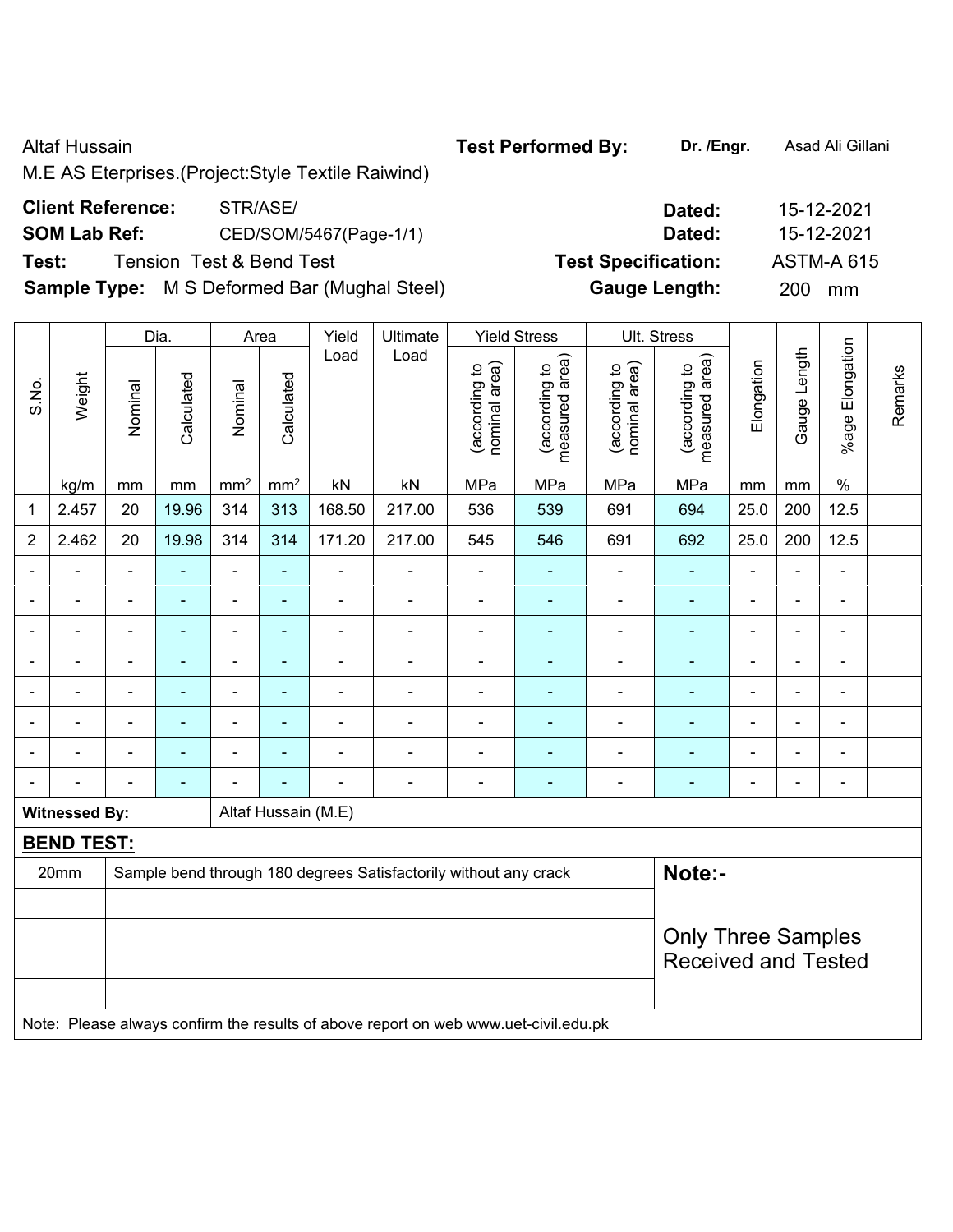Altaf Hussain

M.E AS Eterprises.(Project:Style Textile Raiwind)

**Test Performed By:** **Dr. /Engr.** Asad Ali Gillani

**Client Reference:** STR/ASE/

**Dated:** 15-12-2021

**SOM Lab Ref:** CED/SOM/5467(Page-1/1)

**Dated:** 15-12-2021

**Test:** Tension Test & Bend Test

**Test Specification:** ASTM-A 615

**Sample Type:** M S Deformed Bar (Mughal Steel)

**Gauge Length:** 200 mm

| S.No. | Weight | Dia. | | Area | | Yield Load | Ultimate Load | Yield Stress | | Ult. Stress | | Elongation | Gauge Length | %age Elongation | Remarks |
|---|---|---|---|---|---|---|---|---|---|---|---|---|---|---|---|
| | | Nominal | Calculated | Nominal | Calculated | | | (according to nominal area) | (according to measured area) | (according to nominal area) | (according to measured area) | | | | |
| | kg/m | mm | mm | $mm^2$ | $mm^2$ | kN | kN | MPa | MPa | MPa | MPa | mm | mm | % | |
| 1 | 2.457 | 20 | 19.96 | 314 | 313 | 168.50 | 217.00 | 536 | 539 | 691 | 694 | 25.0 | 200 | 12.5 | |
| 2 | 2.462 | 20 | 19.98 | 314 | 314 | 171.20 | 217.00 | 545 | 546 | 691 | 692 | 25.0 | 200 | 12.5 | |
| - | - | - | - | - | - | - | - | - | - | - | - | - | - | - | |
| - | - | - | - | - | - | - | - | - | - | - | - | - | - | - | |
| - | - | - | - | - | - | - | - | - | - | - | - | - | - | - | |
| - | - | - | - | - | - | - | - | - | - | - | - | - | - | - | |
| - | - | - | - | - | - | - | - | - | - | - | - | - | - | - | |
| - | - | - | - | - | - | - | - | - | - | - | - | - | - | - | |
| - | - | - | - | - | - | - | - | - | - | - | - | - | - | - | |
| - | - | - | - | - | - | - | - | - | - | - | - | - | - | - | |

**Witnessed By:** Altaf Hussain (M.E)

**BEND TEST:**

| | | |
|---|---|---|
| 20mm | Sample bend through 180 degrees Satisfactorily without any crack | **Note:-** |
| | | Only Three Samples Received and Tested |

Note: Please always confirm the results of above report on web www.uet-civil.edu.pk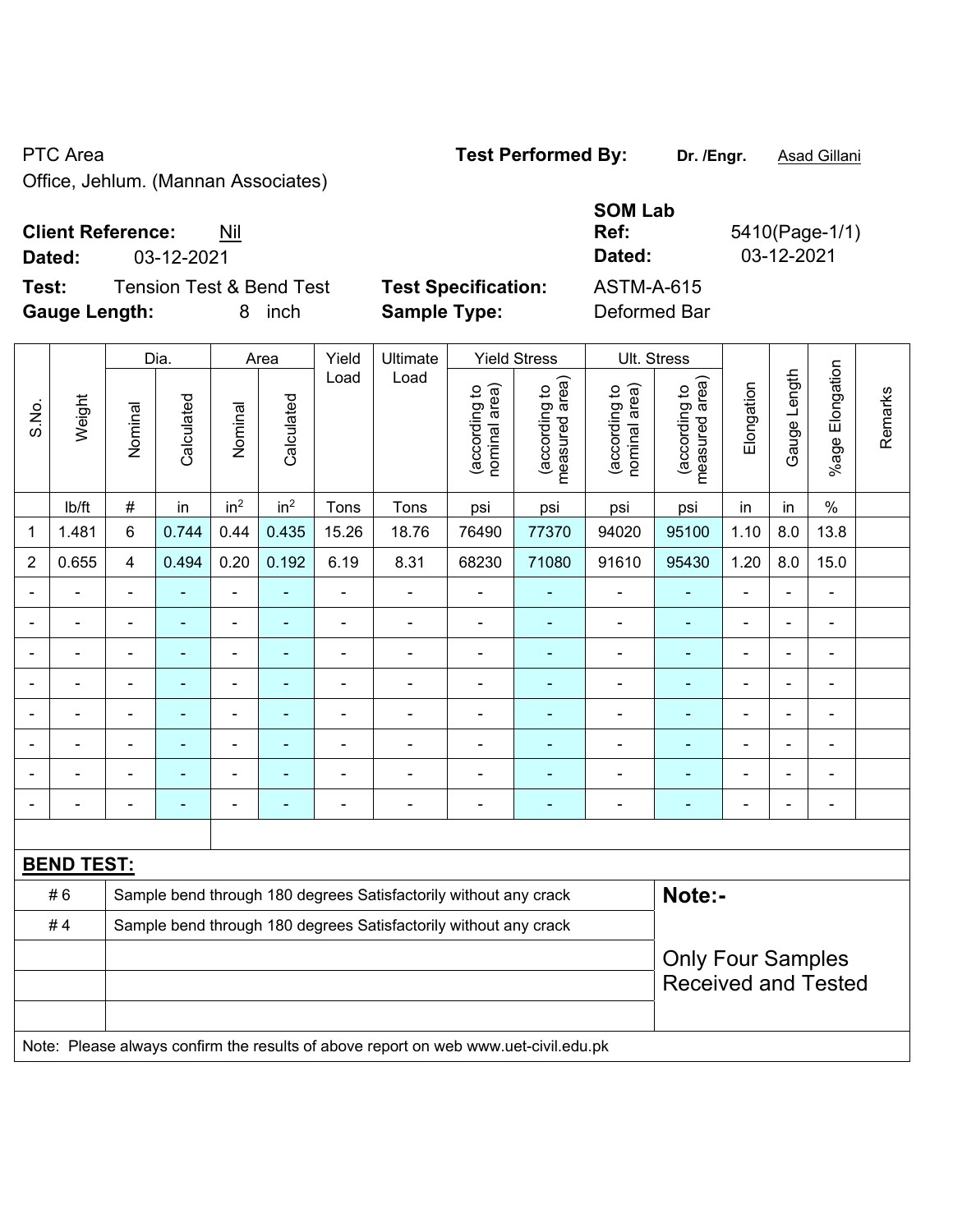PTC Area
Office, Jehlum. (Mannan Associates)

**Test Performed By:** **Dr. /Engr.** Asad Gillani

**Client Reference:** Nil
**Dated:** 03-12-2021

**SOM Lab Ref:** 5410(Page-1/1)
**Dated:** 03-12-2021

**Test:** Tension Test & Bend Test
**Gauge Length:** 8 inch

**Test Specification:** ASTM-A-615
**Sample Type:** Deformed Bar

| S.No. | Weight | Dia. | | Area | | Yield Load | Ultimate Load | Yield Stress | | Ult. Stress | | Elongation | Gauge Length | %age Elongation | Remarks |
|---|---|---|---|---|---|---|---|---|---|---|---|---|---|---|---|
| | | Nominal | Calculated | Nominal | Calculated | | | (according to nominal area) | (according to measured area) | (according to nominal area) | (according to measured area) | | | | |
| | lb/ft | # | in | in² | in² | Tons | Tons | psi | psi | psi | psi | in | in | % | |
| 1 | 1.481 | 6 | 0.744 | 0.44 | 0.435 | 15.26 | 18.76 | 76490 | 77370 | 94020 | 95100 | 1.10 | 8.0 | 13.8 | |
| 2 | 0.655 | 4 | 0.494 | 0.20 | 0.192 | 6.19 | 8.31 | 68230 | 71080 | 91610 | 95430 | 1.20 | 8.0 | 15.0 | |
| - | - | - | - | - | - | - | - | - | - | - | - | - | - | - | |
| - | - | - | - | - | - | - | - | - | - | - | - | - | - | - | |
| - | - | - | - | - | - | - | - | - | - | - | - | - | - | - | |
| - | - | - | - | - | - | - | - | - | - | - | - | - | - | - | |
| - | - | - | - | - | - | - | - | - | - | - | - | - | - | - | |
| - | - | - | - | - | - | - | - | - | - | - | - | - | - | - | |
| - | - | - | - | - | - | - | - | - | - | - | - | - | - | - | |
| - | - | - | - | - | - | - | - | - | - | - | - | - | - | - | |

**BEND TEST:**

| | |
|---|---|
| # 6 | Sample bend through 180 degrees Satisfactorily without any crack |
| # 4 | Sample bend through 180 degrees Satisfactorily without any crack |

**Note:-**

Only Four Samples Received and Tested

Note: Please always confirm the results of above report on web www.uet-civil.edu.pk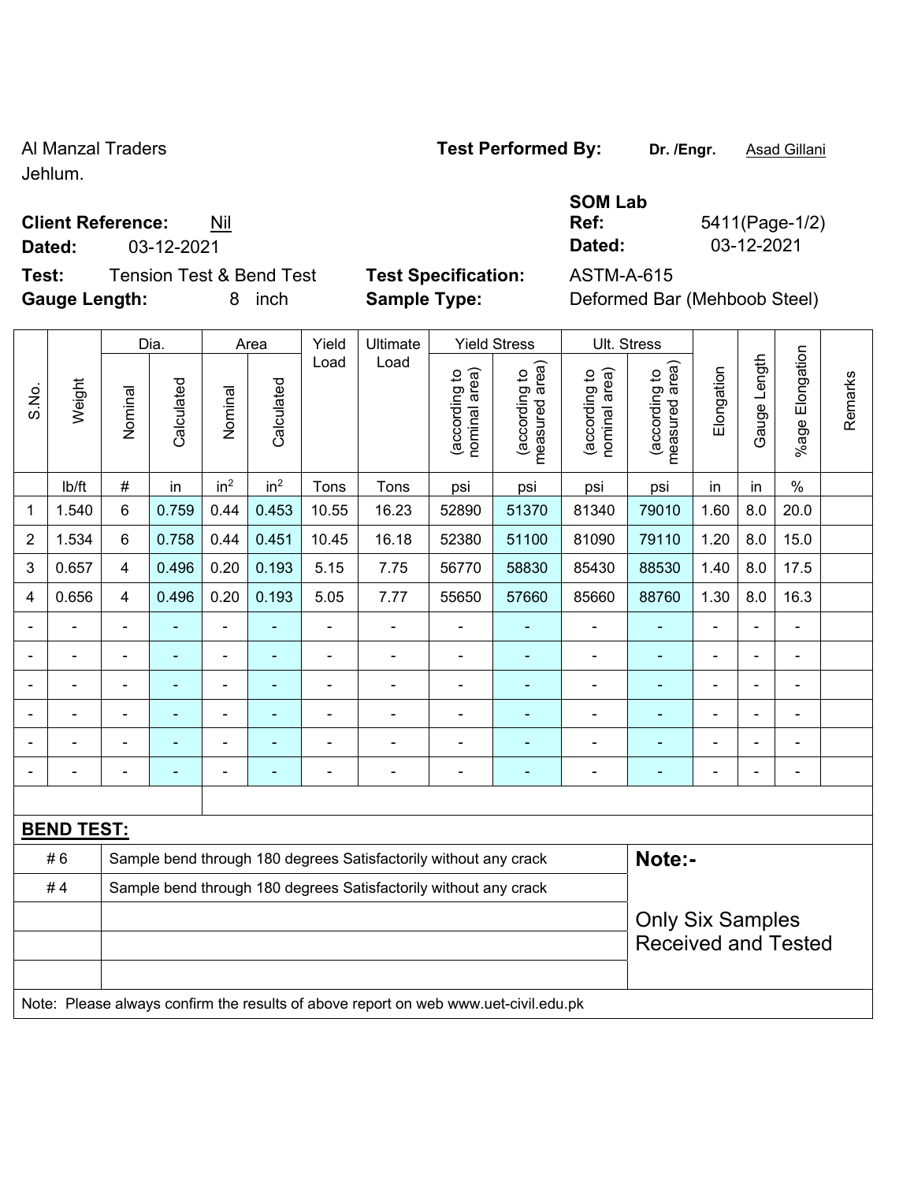Al Manzal Traders
Jehlum.

**Test Performed By:** **Dr. /Engr.** Asad Gillani

**SOM Lab**

**Client Reference:** Nil | **Ref:** 5411(Page-1/2)

**Dated:** 03-12-2021 | **Dated:** 03-12-2021

**Test:** Tension Test & Bend Test | **Test Specification:** ASTM-A-615

**Gauge Length:** 8 inch | **Sample Type:** Deformed Bar (Mehboob Steel)

| S.No. | Weight | Dia. | | Area | | Yield Load | Ultimate Load | Yield Stress | | Ult. Stress | | Elongation | Gauge Length | %age Elongation | Remarks |
|---|---|---|---|---|---|---|---|---|---|---|---|---|---|---|---|
| | | Nominal | Calculated | Nominal | Calculated | | | (according to nominal area) | (according to measured area) | (according to nominal area) | (according to measured area) | | | | |
| | lb/ft | # | in | in² | in² | Tons | Tons | psi | psi | psi | psi | in | in | % | |
| 1 | 1.540 | 6 | 0.759 | 0.44 | 0.453 | 10.55 | 16.23 | 52890 | 51370 | 81340 | 79010 | 1.60 | 8.0 | 20.0 | |
| 2 | 1.534 | 6 | 0.758 | 0.44 | 0.451 | 10.45 | 16.18 | 52380 | 51100 | 81090 | 79110 | 1.20 | 8.0 | 15.0 | |
| 3 | 0.657 | 4 | 0.496 | 0.20 | 0.193 | 5.15 | 7.75 | 56770 | 58830 | 85430 | 88530 | 1.40 | 8.0 | 17.5 | |
| 4 | 0.656 | 4 | 0.496 | 0.20 | 0.193 | 5.05 | 7.77 | 55650 | 57660 | 85660 | 88760 | 1.30 | 8.0 | 16.3 | |
| - | - | - | - | - | - | - | - | - | - | - | - | - | - | - | |
| - | - | - | - | - | - | - | - | - | - | - | - | - | - | - | |
| - | - | - | - | - | - | - | - | - | - | - | - | - | - | - | |
| - | - | - | - | - | - | - | - | - | - | - | - | - | - | - | |
| - | - | - | - | - | - | - | - | - | - | - | - | - | - | - | |
| - | - | - | - | - | - | - | - | - | - | - | - | - | - | - | |

**BEND TEST:**

| | | |
|---|---|---|
| # 6 | Sample bend through 180 degrees Satisfactorily without any crack | **Note:-** |
| # 4 | Sample bend through 180 degrees Satisfactorily without any crack | Only Six Samples Received and Tested |

Note: Please always confirm the results of above report on web www.uet-civil.edu.pk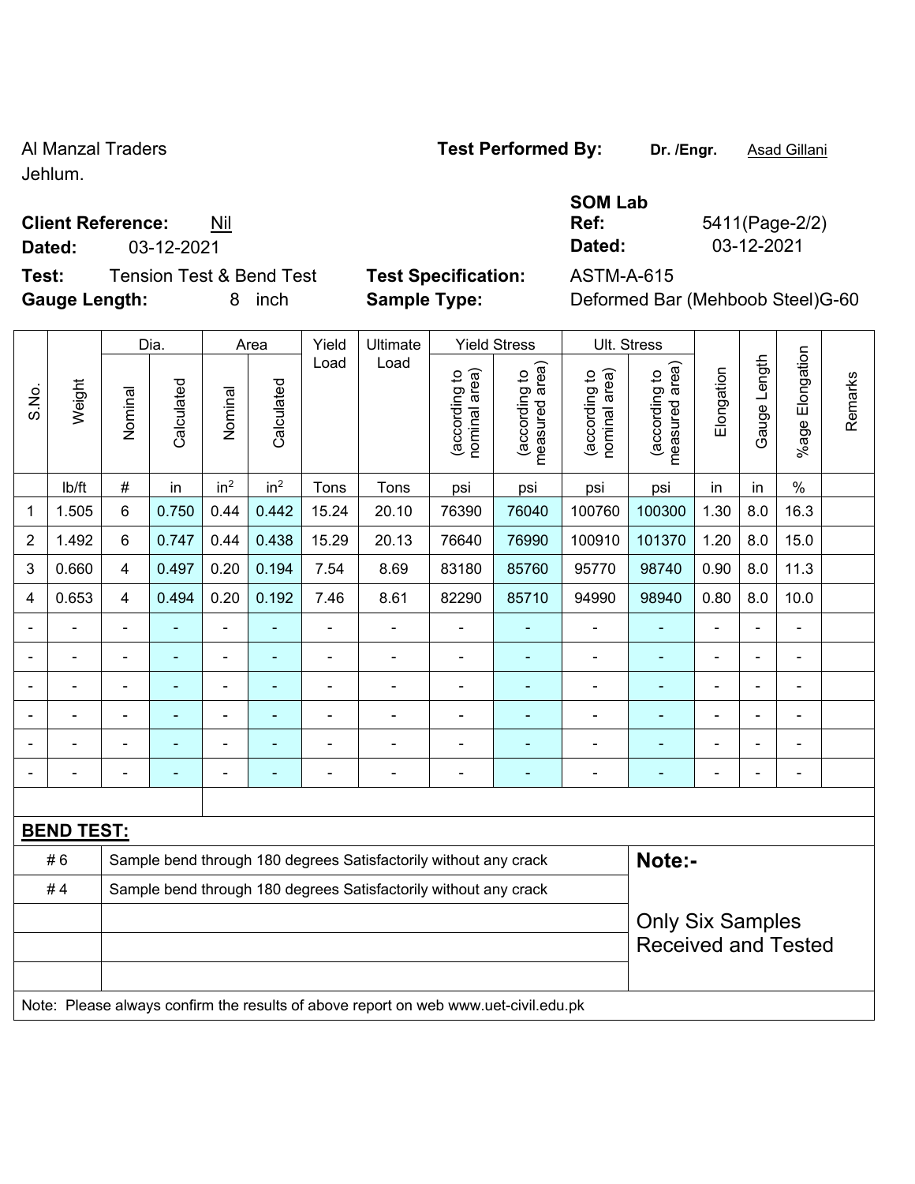Al Manzal Traders
Jehlum.

**Test Performed By:** **Dr. /Engr.** Asad Gillani

**SOM Lab**

**Client Reference:** Nil

**Ref:** 5411(Page-2/2)

**Dated:** 03-12-2021

**Dated:** 03-12-2021

**Test:** Tension Test & Bend Test

**Test Specification:** ASTM-A-615

**Gauge Length:** 8 inch

**Sample Type:** Deformed Bar (Mehboob Steel)G-60

| S.No. | Weight | Dia. | | Area | | Yield Load | Ultimate Load | Yield Stress | | Ult. Stress | | Elongation | Gauge Length | %age Elongation | Remarks |
|---|---|---|---|---|---|---|---|---|---|---|---|---|---|---|---|
| | | Nominal | Calculated | Nominal | Calculated | | | (according to nominal area) | (according to measured area) | (according to nominal area) | (according to measured area) | | | | |
| | lb/ft | # | in | $in^2$ | $in^2$ | Tons | Tons | psi | psi | psi | psi | in | in | % | |
| 1 | 1.505 | 6 | 0.750 | 0.44 | 0.442 | 15.24 | 20.10 | 76390 | 76040 | 100760 | 100300 | 1.30 | 8.0 | 16.3 | |
| 2 | 1.492 | 6 | 0.747 | 0.44 | 0.438 | 15.29 | 20.13 | 76640 | 76990 | 100910 | 101370 | 1.20 | 8.0 | 15.0 | |
| 3 | 0.660 | 4 | 0.497 | 0.20 | 0.194 | 7.54 | 8.69 | 83180 | 85760 | 95770 | 98740 | 0.90 | 8.0 | 11.3 | |
| 4 | 0.653 | 4 | 0.494 | 0.20 | 0.192 | 7.46 | 8.61 | 82290 | 85710 | 94990 | 98940 | 0.80 | 8.0 | 10.0 | |
| - | - | - | - | - | - | - | - | - | - | - | - | - | - | - | |
| - | - | - | - | - | - | - | - | - | - | - | - | - | - | - | |
| - | - | - | - | - | - | - | - | - | - | - | - | - | - | - | |
| - | - | - | - | - | - | - | - | - | - | - | - | - | - | - | |
| - | - | - | - | - | - | - | - | - | - | - | - | - | - | - | |
| - | - | - | - | - | - | - | - | - | - | - | - | - | - | - | |

**BEND TEST:**

| | | |
|---|---|---|
| # 6 | Sample bend through 180 degrees Satisfactorily without any crack | **Note:-** |
| # 4 | Sample bend through 180 degrees Satisfactorily without any crack | Only Six Samples Received and Tested |

Note: Please always confirm the results of above report on web www.uet-civil.edu.pk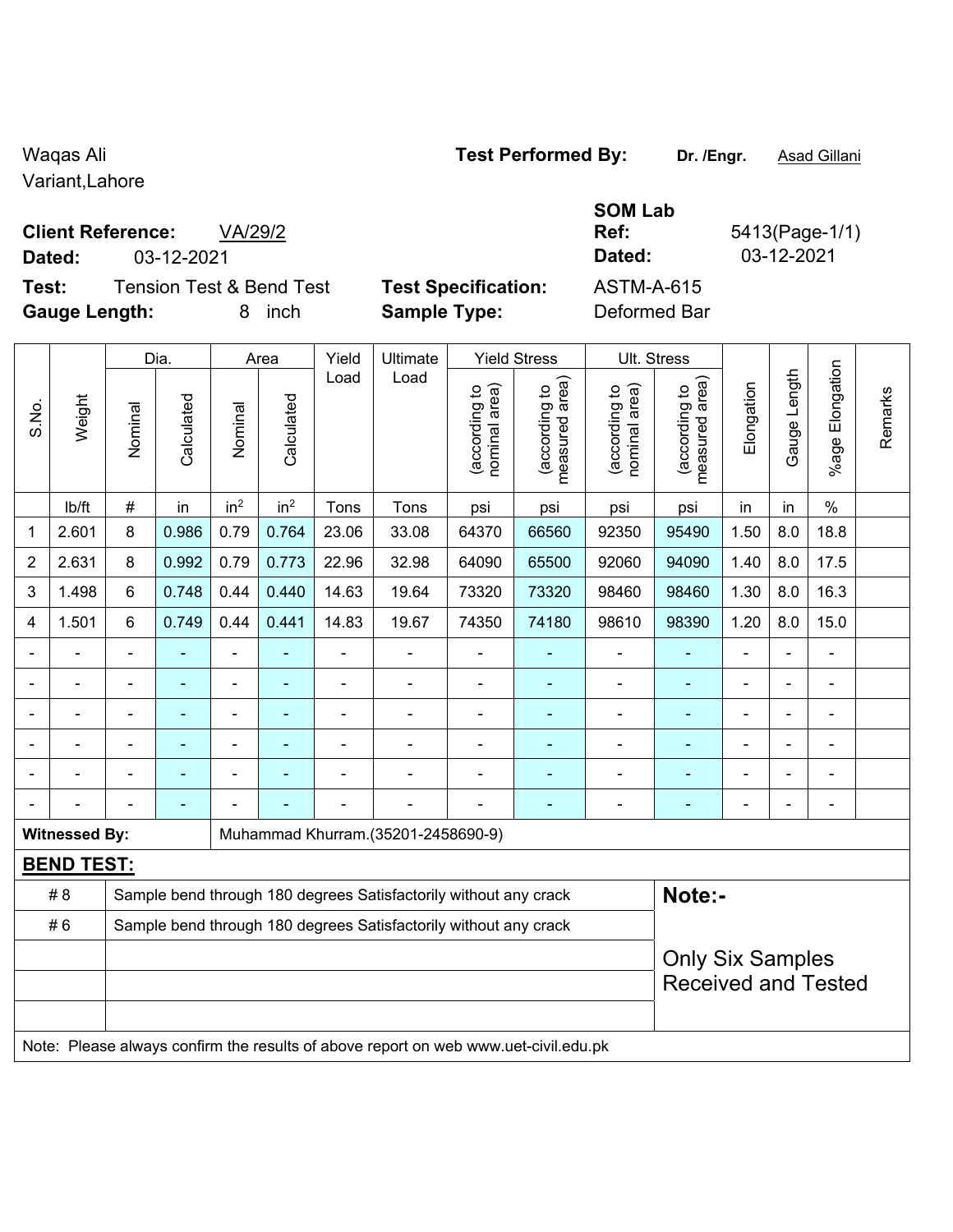Waqas Ali
Variant,Lahore

**Test Performed By:** **Dr. /Engr.** Asad Gillani

**SOM Lab**

**Client Reference:** VA/29/2 **Ref:** 5413(Page-1/1)

**Dated:** 03-12-2021 **Dated:** 03-12-2021

**Test:** Tension Test & Bend Test **Test Specification:** ASTM-A-615

**Gauge Length:** 8 inch **Sample Type:** Deformed Bar

| S.No. | Weight | Dia. | | Area | | Yield Load | Ultimate Load | Yield Stress | | Ult. Stress | | Elongation | Gauge Length | %age Elongation | Remarks |
|---|---|---|---|---|---|---|---|---|---|---|---|---|---|---|---|
| | | Nominal | Calculated | Nominal | Calculated | | | (according to nominal area) | (according to measured area) | (according to nominal area) | (according to measured area) | | | | |
| | lb/ft | # | in | $in^2$ | $in^2$ | Tons | Tons | psi | psi | psi | psi | in | in | % | |
| 1 | 2.601 | 8 | 0.986 | 0.79 | 0.764 | 23.06 | 33.08 | 64370 | 66560 | 92350 | 95490 | 1.50 | 8.0 | 18.8 | |
| 2 | 2.631 | 8 | 0.992 | 0.79 | 0.773 | 22.96 | 32.98 | 64090 | 65500 | 92060 | 94090 | 1.40 | 8.0 | 17.5 | |
| 3 | 1.498 | 6 | 0.748 | 0.44 | 0.440 | 14.63 | 19.64 | 73320 | 73320 | 98460 | 98460 | 1.30 | 8.0 | 16.3 | |
| 4 | 1.501 | 6 | 0.749 | 0.44 | 0.441 | 14.83 | 19.67 | 74350 | 74180 | 98610 | 98390 | 1.20 | 8.0 | 15.0 | |
| - | - | - | - | - | - | - | - | - | - | - | - | - | - | - | |
| - | - | - | - | - | - | - | - | - | - | - | - | - | - | - | |
| - | - | - | - | - | - | - | - | - | - | - | - | - | - | - | |
| - | - | - | - | - | - | - | - | - | - | - | - | - | - | - | |
| - | - | - | - | - | - | - | - | - | - | - | - | - | - | - | |
| - | - | - | - | - | - | - | - | - | - | - | - | - | - | - | |

**Witnessed By:** Muhammad Khurram.(35201-2458690-9)

**BEND TEST:**

| | |
|---|---|
| # 8 | Sample bend through 180 degrees Satisfactorily without any crack |
| # 6 | Sample bend through 180 degrees Satisfactorily without any crack |

**Note:-**

Only Six Samples Received and Tested

Note: Please always confirm the results of above report on web www.uet-civil.edu.pk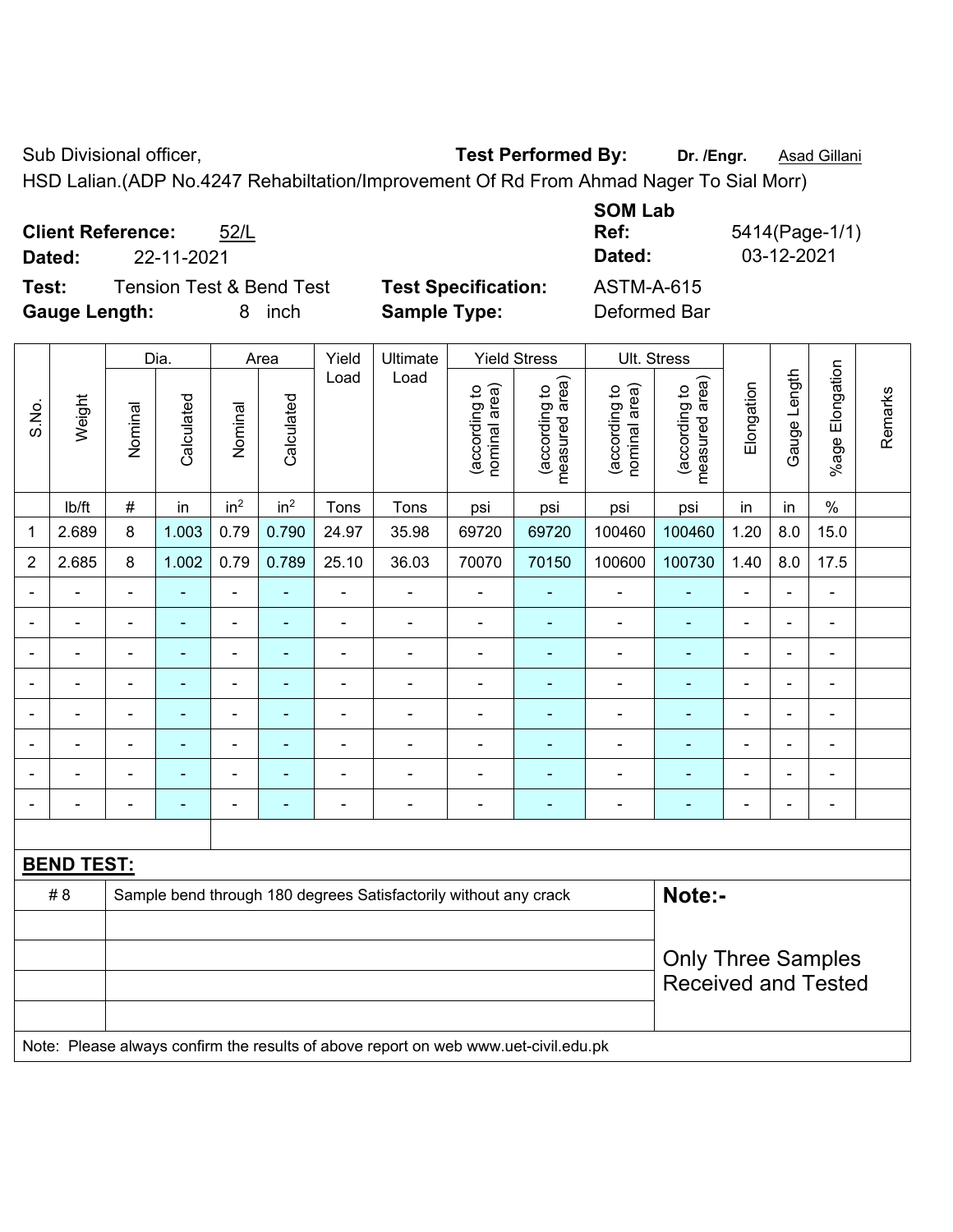Sub Divisional officer,

**Test Performed By:** **Dr. /Engr.** Asad Gillani

HSD Lalian.(ADP No.4247 Rehabiltation/Improvement Of Rd From Ahmad Nager To Sial Morr)

**Client Reference:** 52/L

**Dated:** 22-11-2021

**SOM Lab Ref:** 5414(Page-1/1)

**Dated:** 03-12-2021

**Test:** Tension Test & Bend Test

**Test Specification:** ASTM-A-615

**Gauge Length:** 8 inch

**Sample Type:** Deformed Bar

| S.No. | Weight | Dia. | | Area | | Yield Load | Ultimate Load | Yield Stress | | Ult. Stress | | Elongation | Gauge Length | %age Elongation | Remarks |
|---|---|---|---|---|---|---|---|---|---|---|---|---|---|---|---|
| | | Nominal | Calculated | Nominal | Calculated | | | (according to nominal area) | (according to measured area) | (according to nominal area) | (according to measured area) | | | | |
| | lb/ft | # | in | in² | in² | Tons | Tons | psi | psi | psi | psi | in | in | % | |
| 1 | 2.689 | 8 | 1.003 | 0.79 | 0.790 | 24.97 | 35.98 | 69720 | 69720 | 100460 | 100460 | 1.20 | 8.0 | 15.0 | |
| 2 | 2.685 | 8 | 1.002 | 0.79 | 0.789 | 25.10 | 36.03 | 70070 | 70150 | 100600 | 100730 | 1.40 | 8.0 | 17.5 | |
| - | - | - | - | - | - | - | - | - | - | - | - | - | - | - | |
| - | - | - | - | - | - | - | - | - | - | - | - | - | - | - | |
| - | - | - | - | - | - | - | - | - | - | - | - | - | - | - | |
| - | - | - | - | - | - | - | - | - | - | - | - | - | - | - | |
| - | - | - | - | - | - | - | - | - | - | - | - | - | - | - | |
| - | - | - | - | - | - | - | - | - | - | - | - | - | - | - | |
| - | - | - | - | - | - | - | - | - | - | - | - | - | - | - | |
| - | - | - | - | - | - | - | - | - | - | - | - | - | - | - | |

**BEND TEST:**

| | |
|---|---|
| # 8 | Sample bend through 180 degrees Satisfactorily without any crack |

**Note:-**

Only Three Samples Received and Tested

Note: Please always confirm the results of above report on web www.uet-civil.edu.pk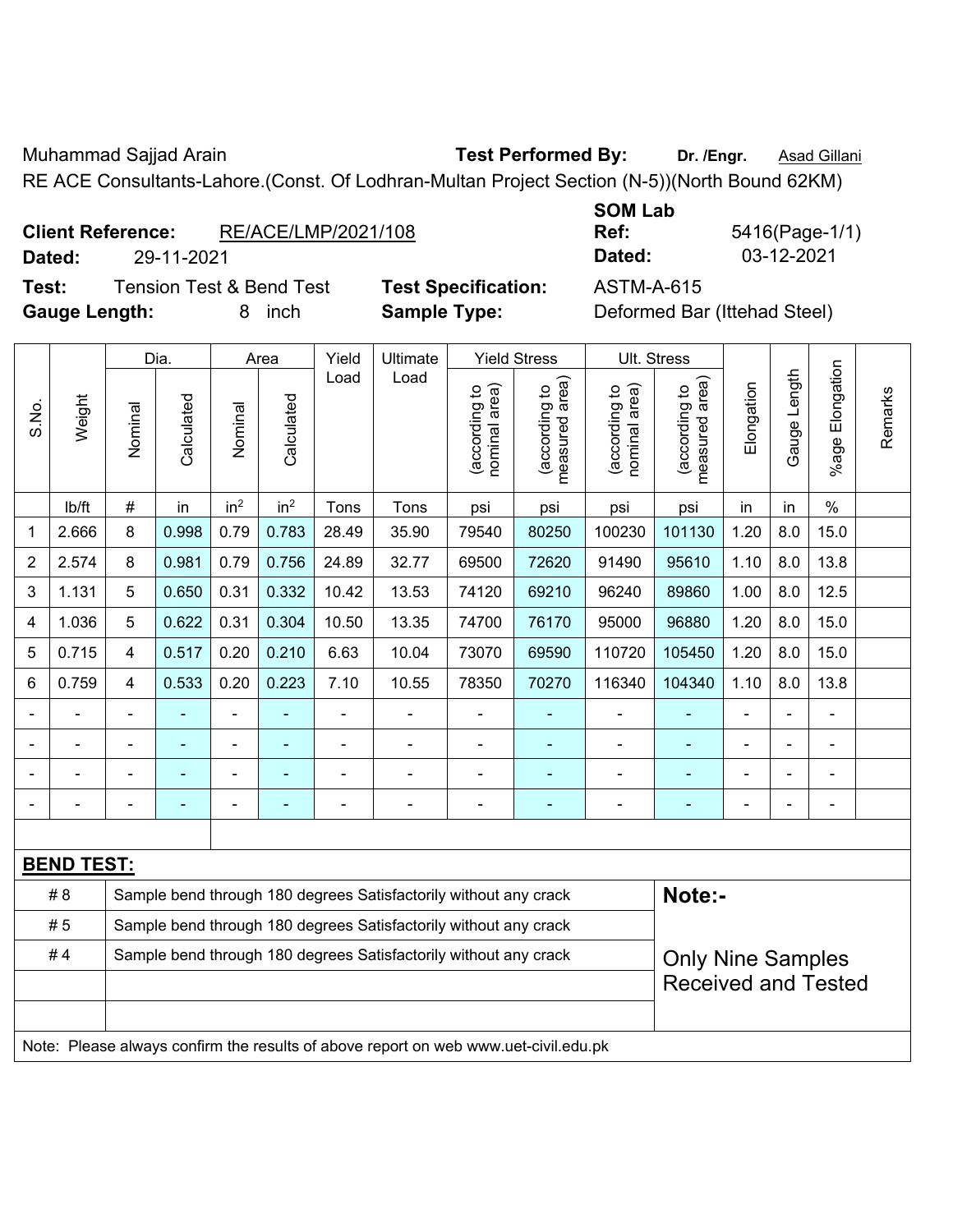Muhammad Sajjad Arain **Test Performed By:** **Dr. /Engr.** Asad Gillani

RE ACE Consultants-Lahore.(Const. Of Lodhran-Multan Project Section (N-5))(North Bound 62KM)

**Client Reference:** RE/ACE/LMP/2021/108 **SOM Lab Ref:** 5416(Page-1/1)

**Dated:** 29-11-2021 **Dated:** 03-12-2021

**Test:** Tension Test & Bend Test **Test Specification:** ASTM-A-615

**Gauge Length:** 8 inch **Sample Type:** Deformed Bar (Ittehad Steel)

| S.No. | Weight | Dia. | | Area | | Yield Load | Ultimate Load | Yield Stress | | Ult. Stress | | Elongation | Gauge Length | %age Elongation | Remarks |
|---|---|---|---|---|---|---|---|---|---|---|---|---|---|---|---|
| | | Nominal | Calculated | Nominal | Calculated | | | (according to nominal area) | (according to measured area) | (according to nominal area) | (according to measured area) | | | | |
| | lb/ft | # | in | in² | in² | Tons | Tons | psi | psi | psi | psi | in | in | % | |
| 1 | 2.666 | 8 | 0.998 | 0.79 | 0.783 | 28.49 | 35.90 | 79540 | 80250 | 100230 | 101130 | 1.20 | 8.0 | 15.0 | |
| 2 | 2.574 | 8 | 0.981 | 0.79 | 0.756 | 24.89 | 32.77 | 69500 | 72620 | 91490 | 95610 | 1.10 | 8.0 | 13.8 | |
| 3 | 1.131 | 5 | 0.650 | 0.31 | 0.332 | 10.42 | 13.53 | 74120 | 69210 | 96240 | 89860 | 1.00 | 8.0 | 12.5 | |
| 4 | 1.036 | 5 | 0.622 | 0.31 | 0.304 | 10.50 | 13.35 | 74700 | 76170 | 95000 | 96880 | 1.20 | 8.0 | 15.0 | |
| 5 | 0.715 | 4 | 0.517 | 0.20 | 0.210 | 6.63 | 10.04 | 73070 | 69590 | 110720 | 105450 | 1.20 | 8.0 | 15.0 | |
| 6 | 0.759 | 4 | 0.533 | 0.20 | 0.223 | 7.10 | 10.55 | 78350 | 70270 | 116340 | 104340 | 1.10 | 8.0 | 13.8 | |
| - | - | - | - | - | - | - | - | - | - | - | - | - | - | - | |
| - | - | - | - | - | - | - | - | - | - | - | - | - | - | - | |
| - | - | - | - | - | - | - | - | - | - | - | - | - | - | - | |
| - | - | - | - | - | - | - | - | - | - | - | - | - | - | - | |

**BEND TEST:**

| | | |
|---|---|---|
| # 8 | Sample bend through 180 degrees Satisfactorily without any crack | **Note:-** |
| # 5 | Sample bend through 180 degrees Satisfactorily without any crack | |
| # 4 | Sample bend through 180 degrees Satisfactorily without any crack | Only Nine Samples Received and Tested |

Note: Please always confirm the results of above report on web www.uet-civil.edu.pk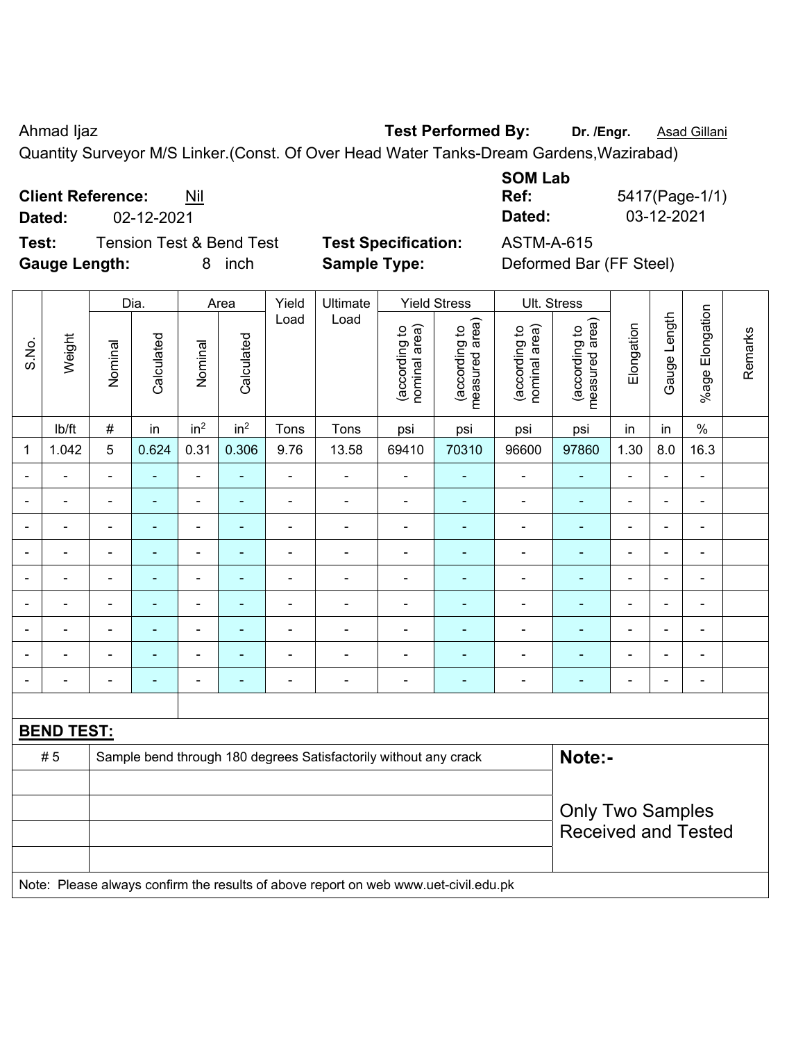Ahmad Ijaz **Test Performed By:** **Dr. /Engr.** Asad Gillani

Quantity Surveyor M/S Linker.(Const. Of Over Head Water Tanks-Dream Gardens,Wazirabad)

**Client Reference:** Nil **SOM Lab Ref:** 5417(Page-1/1)

**Dated:** 02-12-2021 **Dated:** 03-12-2021

**Test:** Tension Test & Bend Test **Test Specification:** ASTM-A-615

**Gauge Length:** 8 inch **Sample Type:** Deformed Bar (FF Steel)

| S.No. | Weight | Dia. | | Area | | Yield Load | Ultimate Load | Yield Stress | | Ult. Stress | | Elongation | Gauge Length | %age Elongation | Remarks |
|---|---|---|---|---|---|---|---|---|---|---|---|---|---|---|---|
| | | Nominal | Calculated | Nominal | Calculated | | | (according to nominal area) | (according to measured area) | (according to nominal area) | (according to measured area) | | | | |
| | lb/ft | # | in | $in^2$ | $in^2$ | Tons | Tons | psi | psi | psi | psi | in | in | % | |
| 1 | 1.042 | 5 | 0.624 | 0.31 | 0.306 | 9.76 | 13.58 | 69410 | 70310 | 96600 | 97860 | 1.30 | 8.0 | 16.3 | |
| - | - | - | - | - | - | - | - | - | - | - | - | - | - | - | |
| - | - | - | - | - | - | - | - | - | - | - | - | - | - | - | |
| - | - | - | - | - | - | - | - | - | - | - | - | - | - | - | |
| - | - | - | - | - | - | - | - | - | - | - | - | - | - | - | |
| - | - | - | - | - | - | - | - | - | - | - | - | - | - | - | |
| - | - | - | - | - | - | - | - | - | - | - | - | - | - | - | |
| - | - | - | - | - | - | - | - | - | - | - | - | - | - | - | |
| - | - | - | - | - | - | - | - | - | - | - | - | - | - | - | |
| - | - | - | - | - | - | - | - | - | - | - | - | - | - | - | |

**BEND TEST:**

| | | |
|---|---|---|
| # 5 | Sample bend through 180 degrees Satisfactorily without any crack | **Note:-** |
| | | Only Two Samples Received and Tested |

Note: Please always confirm the results of above report on web www.uet-civil.edu.pk